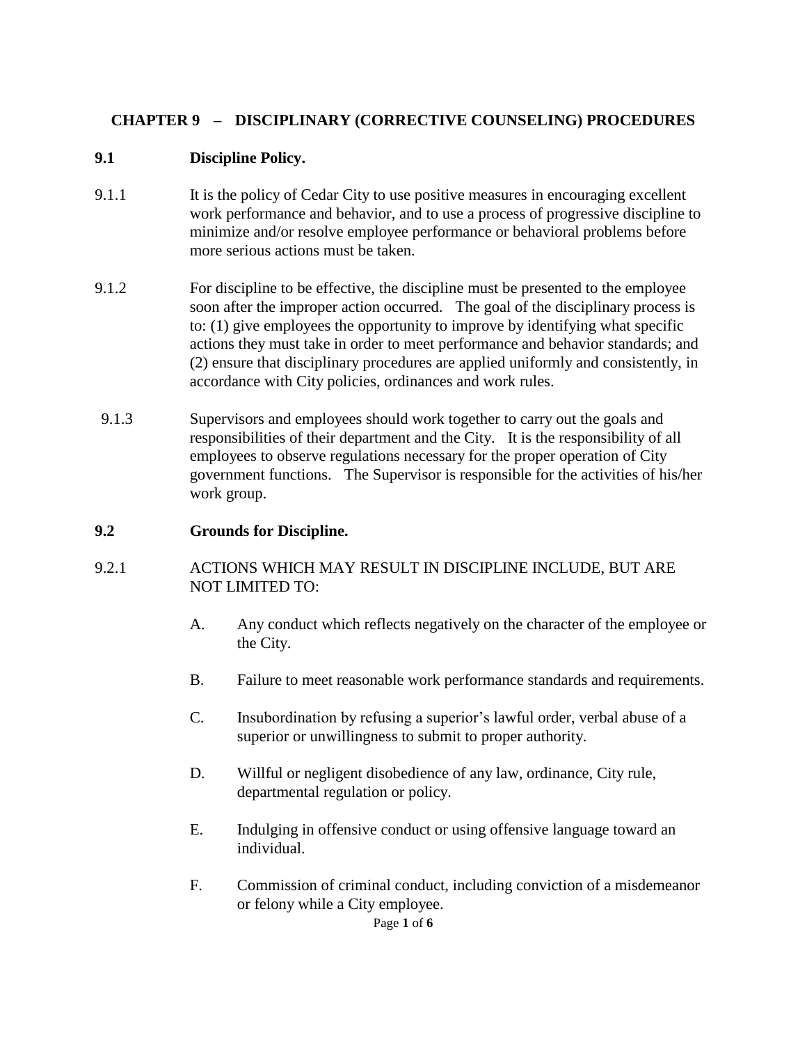# CHAPTER 9 – DISCIPLINARY (CORRECTIVE COUNSELING) PROCEDURES

## 9.1 Discipline Policy.

9.1.1 It is the policy of Cedar City to use positive measures in encouraging excellent work performance and behavior, and to use a process of progressive discipline to minimize and/or resolve employee performance or behavioral problems before more serious actions must be taken.

9.1.2 For discipline to be effective, the discipline must be presented to the employee soon after the improper action occurred. The goal of the disciplinary process is to: (1) give employees the opportunity to improve by identifying what specific actions they must take in order to meet performance and behavior standards; and (2) ensure that disciplinary procedures are applied uniformly and consistently, in accordance with City policies, ordinances and work rules.

9.1.3 Supervisors and employees should work together to carry out the goals and responsibilities of their department and the City. It is the responsibility of all employees to observe regulations necessary for the proper operation of City government functions. The Supervisor is responsible for the activities of his/her work group.

## 9.2 Grounds for Discipline.

9.2.1 ACTIONS WHICH MAY RESULT IN DISCIPLINE INCLUDE, BUT ARE NOT LIMITED TO:

A. Any conduct which reflects negatively on the character of the employee or the City.

B. Failure to meet reasonable work performance standards and requirements.

C. Insubordination by refusing a superior's lawful order, verbal abuse of a superior or unwillingness to submit to proper authority.

D. Willful or negligent disobedience of any law, ordinance, City rule, departmental regulation or policy.

E. Indulging in offensive conduct or using offensive language toward an individual.

F. Commission of criminal conduct, including conviction of a misdemeanor or felony while a City employee.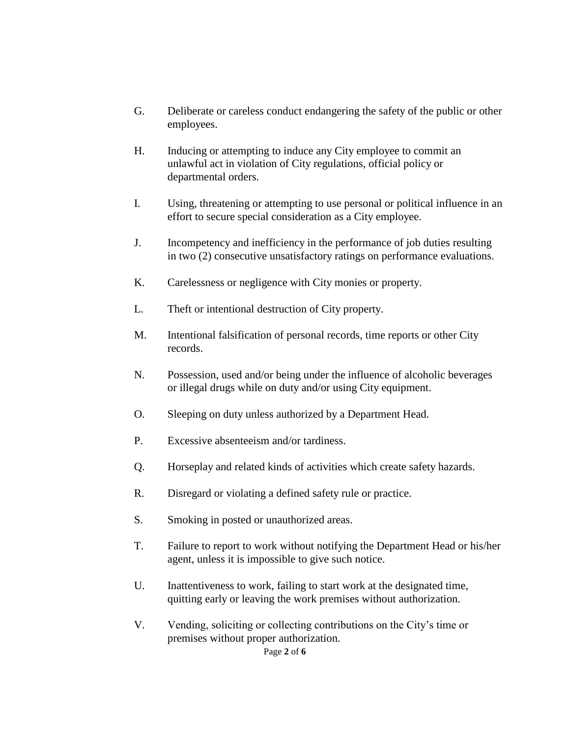G. Deliberate or careless conduct endangering the safety of the public or other employees.

H. Inducing or attempting to induce any City employee to commit an unlawful act in violation of City regulations, official policy or departmental orders.

I. Using, threatening or attempting to use personal or political influence in an effort to secure special consideration as a City employee.

J. Incompetency and inefficiency in the performance of job duties resulting in two (2) consecutive unsatisfactory ratings on performance evaluations.

K. Carelessness or negligence with City monies or property.

L. Theft or intentional destruction of City property.

M. Intentional falsification of personal records, time reports or other City records.

N. Possession, used and/or being under the influence of alcoholic beverages or illegal drugs while on duty and/or using City equipment.

O. Sleeping on duty unless authorized by a Department Head.

P. Excessive absenteeism and/or tardiness.

Q. Horseplay and related kinds of activities which create safety hazards.

R. Disregard or violating a defined safety rule or practice.

S. Smoking in posted or unauthorized areas.

T. Failure to report to work without notifying the Department Head or his/her agent, unless it is impossible to give such notice.

U. Inattentiveness to work, failing to start work at the designated time, quitting early or leaving the work premises without authorization.

V. Vending, soliciting or collecting contributions on the City's time or premises without proper authorization.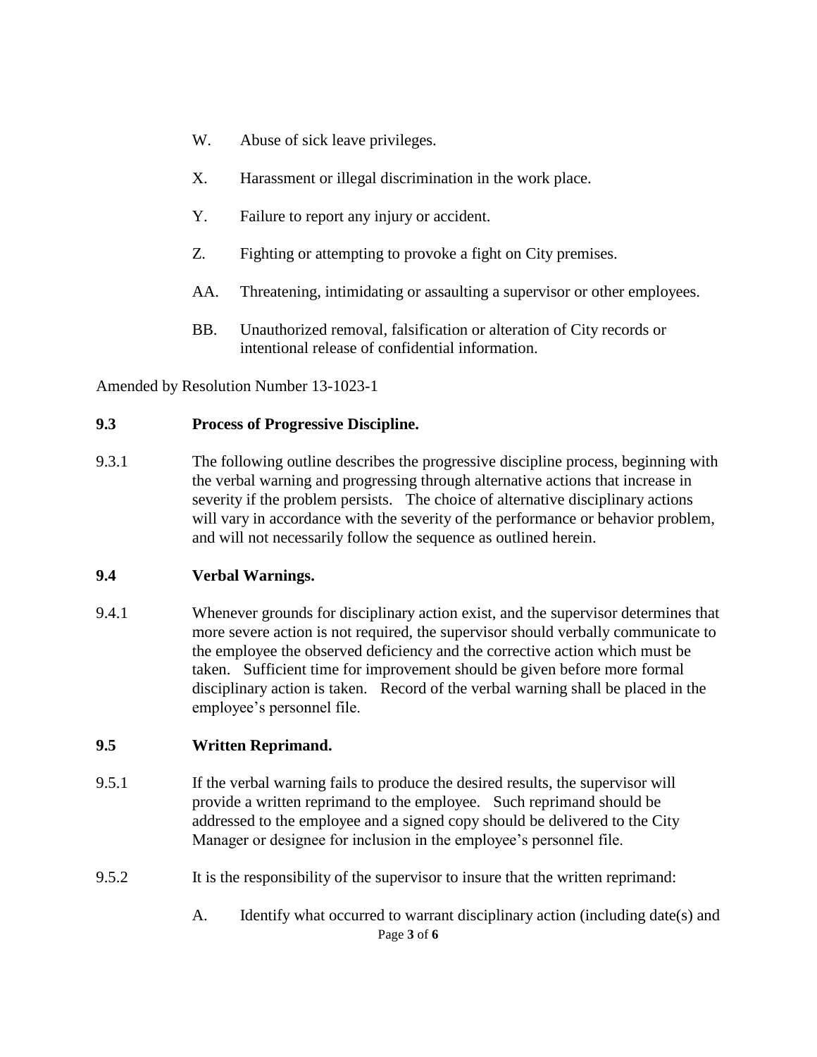W. Abuse of sick leave privileges.

X. Harassment or illegal discrimination in the work place.

Y. Failure to report any injury or accident.

Z. Fighting or attempting to provoke a fight on City premises.

AA. Threatening, intimidating or assaulting a supervisor or other employees.

BB. Unauthorized removal, falsification or alteration of City records or intentional release of confidential information.

Amended by Resolution Number 13-1023-1

**9.3 Process of Progressive Discipline.**

9.3.1 The following outline describes the progressive discipline process, beginning with the verbal warning and progressing through alternative actions that increase in severity if the problem persists. The choice of alternative disciplinary actions will vary in accordance with the severity of the performance or behavior problem, and will not necessarily follow the sequence as outlined herein.

**9.4 Verbal Warnings.**

9.4.1 Whenever grounds for disciplinary action exist, and the supervisor determines that more severe action is not required, the supervisor should verbally communicate to the employee the observed deficiency and the corrective action which must be taken. Sufficient time for improvement should be given before more formal disciplinary action is taken. Record of the verbal warning shall be placed in the employee's personnel file.

**9.5 Written Reprimand.**

9.5.1 If the verbal warning fails to produce the desired results, the supervisor will provide a written reprimand to the employee. Such reprimand should be addressed to the employee and a signed copy should be delivered to the City Manager or designee for inclusion in the employee's personnel file.

9.5.2 It is the responsibility of the supervisor to insure that the written reprimand:

A. Identify what occurred to warrant disciplinary action (including date(s) and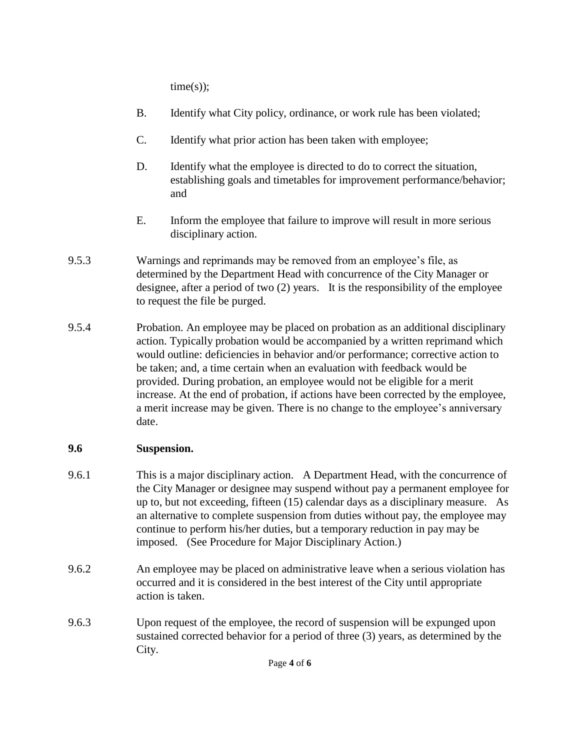time(s));

B. Identify what City policy, ordinance, or work rule has been violated;

C. Identify what prior action has been taken with employee;

D. Identify what the employee is directed to do to correct the situation, establishing goals and timetables for improvement performance/behavior; and

E. Inform the employee that failure to improve will result in more serious disciplinary action.

9.5.3 Warnings and reprimands may be removed from an employee's file, as determined by the Department Head with concurrence of the City Manager or designee, after a period of two (2) years. It is the responsibility of the employee to request the file be purged.

9.5.4 Probation. An employee may be placed on probation as an additional disciplinary action. Typically probation would be accompanied by a written reprimand which would outline: deficiencies in behavior and/or performance; corrective action to be taken; and, a time certain when an evaluation with feedback would be provided. During probation, an employee would not be eligible for a merit increase. At the end of probation, if actions have been corrected by the employee, a merit increase may be given. There is no change to the employee's anniversary date.

**9.6 Suspension.**

9.6.1 This is a major disciplinary action. A Department Head, with the concurrence of the City Manager or designee may suspend without pay a permanent employee for up to, but not exceeding, fifteen (15) calendar days as a disciplinary measure. As an alternative to complete suspension from duties without pay, the employee may continue to perform his/her duties, but a temporary reduction in pay may be imposed. (See Procedure for Major Disciplinary Action.)

9.6.2 An employee may be placed on administrative leave when a serious violation has occurred and it is considered in the best interest of the City until appropriate action is taken.

9.6.3 Upon request of the employee, the record of suspension will be expunged upon sustained corrected behavior for a period of three (3) years, as determined by the City.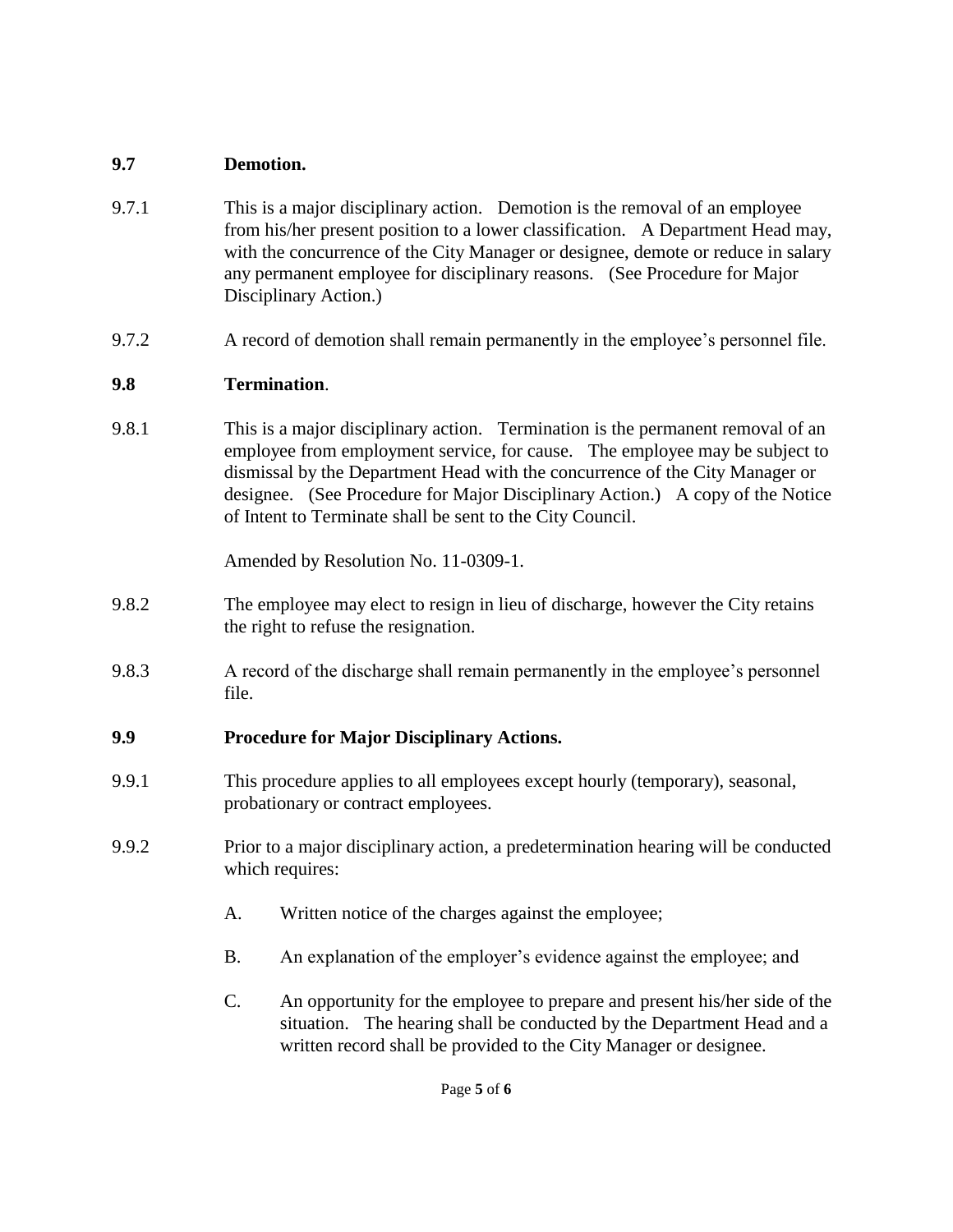### 9.7 Demotion.

9.7.1 This is a major disciplinary action. Demotion is the removal of an employee from his/her present position to a lower classification. A Department Head may, with the concurrence of the City Manager or designee, demote or reduce in salary any permanent employee for disciplinary reasons. (See Procedure for Major Disciplinary Action.)

9.7.2 A record of demotion shall remain permanently in the employee's personnel file.

### 9.8 Termination.

9.8.1 This is a major disciplinary action. Termination is the permanent removal of an employee from employment service, for cause. The employee may be subject to dismissal by the Department Head with the concurrence of the City Manager or designee. (See Procedure for Major Disciplinary Action.) A copy of the Notice of Intent to Terminate shall be sent to the City Council.

Amended by Resolution No. 11-0309-1.

9.8.2 The employee may elect to resign in lieu of discharge, however the City retains the right to refuse the resignation.

9.8.3 A record of the discharge shall remain permanently in the employee's personnel file.

### 9.9 Procedure for Major Disciplinary Actions.

9.9.1 This procedure applies to all employees except hourly (temporary), seasonal, probationary or contract employees.

9.9.2 Prior to a major disciplinary action, a predetermination hearing will be conducted which requires:

A. Written notice of the charges against the employee;

B. An explanation of the employer's evidence against the employee; and

C. An opportunity for the employee to prepare and present his/her side of the situation. The hearing shall be conducted by the Department Head and a written record shall be provided to the City Manager or designee.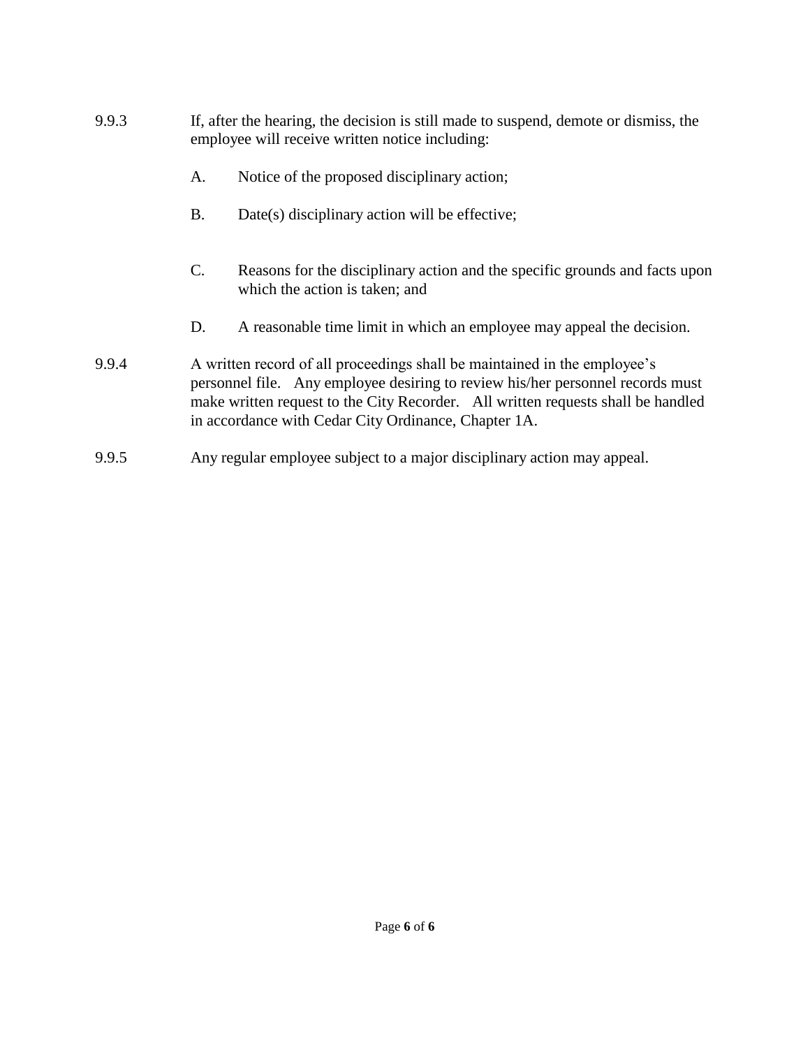9.9.3 If, after the hearing, the decision is still made to suspend, demote or dismiss, the employee will receive written notice including:

A. Notice of the proposed disciplinary action;

B. Date(s) disciplinary action will be effective;

C. Reasons for the disciplinary action and the specific grounds and facts upon which the action is taken; and

D. A reasonable time limit in which an employee may appeal the decision.

9.9.4 A written record of all proceedings shall be maintained in the employee's personnel file. Any employee desiring to review his/her personnel records must make written request to the City Recorder. All written requests shall be handled in accordance with Cedar City Ordinance, Chapter 1A.

9.9.5 Any regular employee subject to a major disciplinary action may appeal.